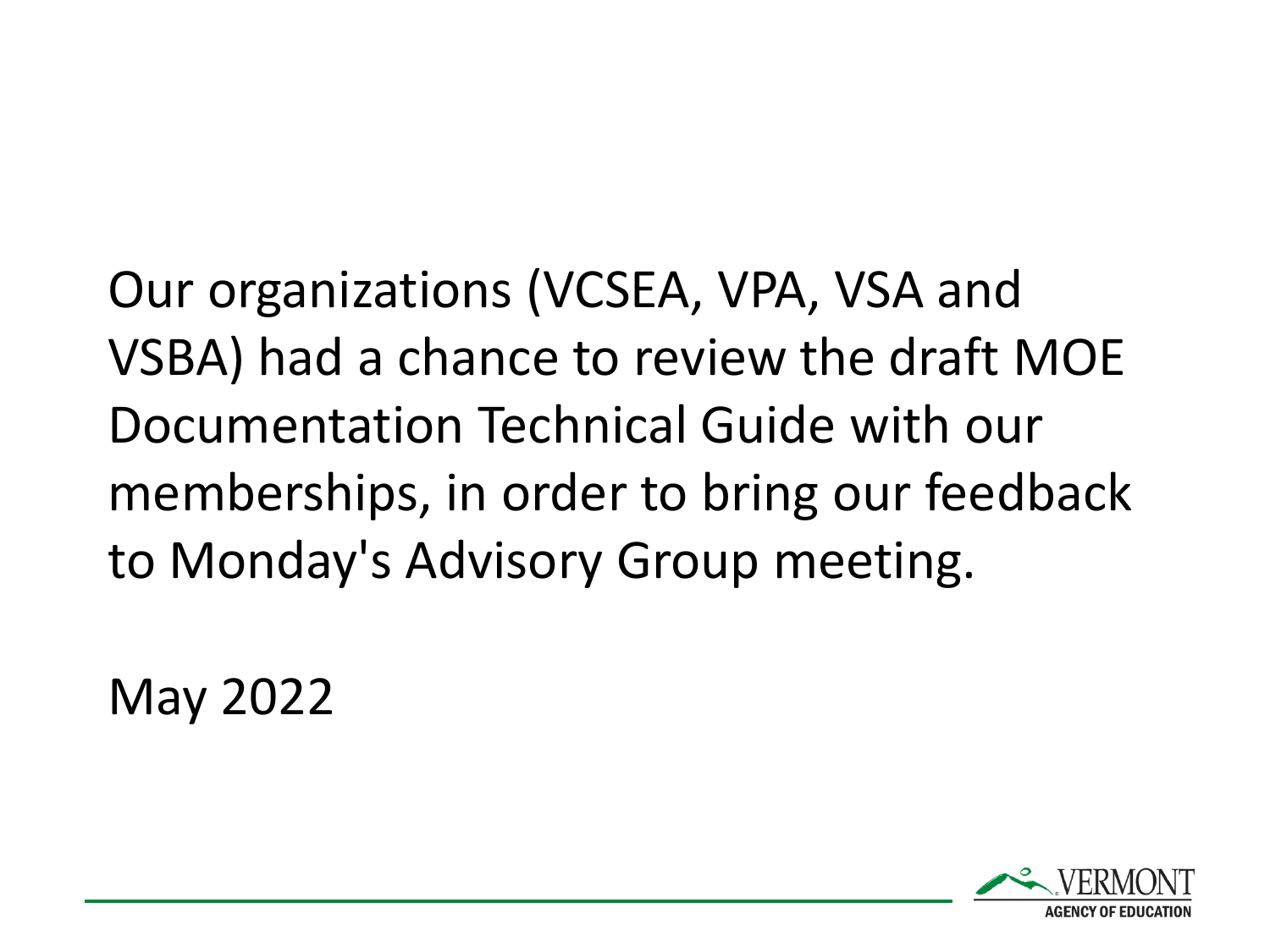Our organizations (VCSEA, VPA, VSA and VSBA) had a chance to review the draft MOE Documentation Technical Guide with our memberships, in order to bring our feedback to Monday's Advisory Group meeting.

May 2022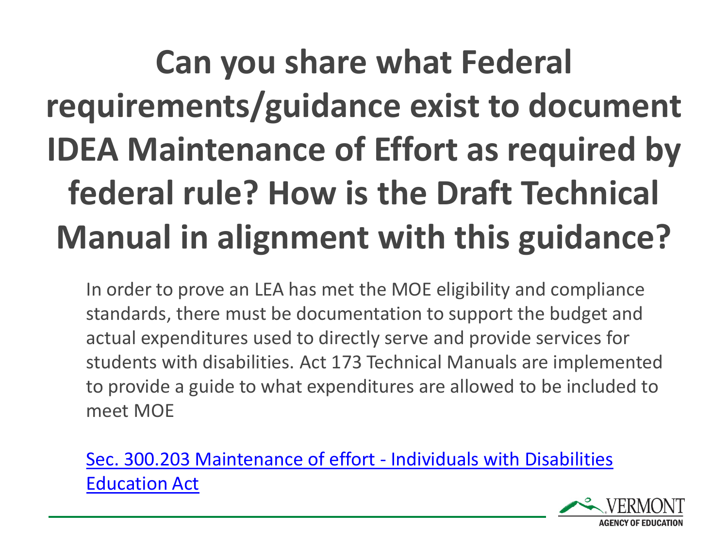# Can you share what Federal requirements/guidance exist to document IDEA Maintenance of Effort as required by federal rule? How is the Draft Technical Manual in alignment with this guidance?

In order to prove an LEA has met the MOE eligibility and compliance standards, there must be documentation to support the budget and actual expenditures used to directly serve and provide services for students with disabilities. Act 173 Technical Manuals are implemented to provide a guide to what expenditures are allowed to be included to meet MOE

Sec. 300.203 Maintenance of effort - Individuals with Disabilities Education Act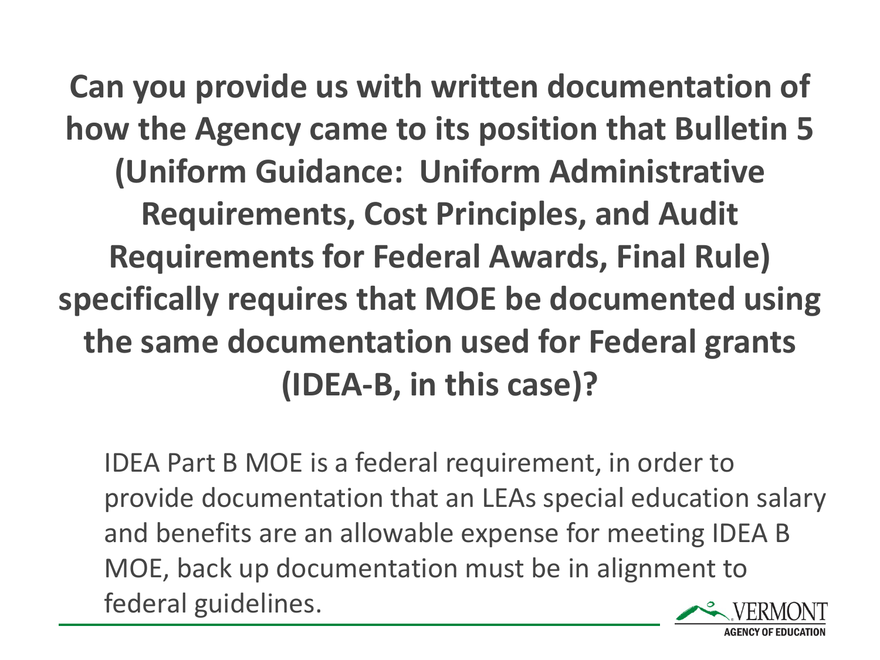## Can you provide us with written documentation of how the Agency came to its position that Bulletin 5 (Uniform Guidance: Uniform Administrative Requirements, Cost Principles, and Audit Requirements for Federal Awards, Final Rule) specifically requires that MOE be documented using the same documentation used for Federal grants (IDEA-B, in this case)?

IDEA Part B MOE is a federal requirement, in order to provide documentation that an LEAs special education salary and benefits are an allowable expense for meeting IDEA B MOE, back up documentation must be in alignment to federal guidelines.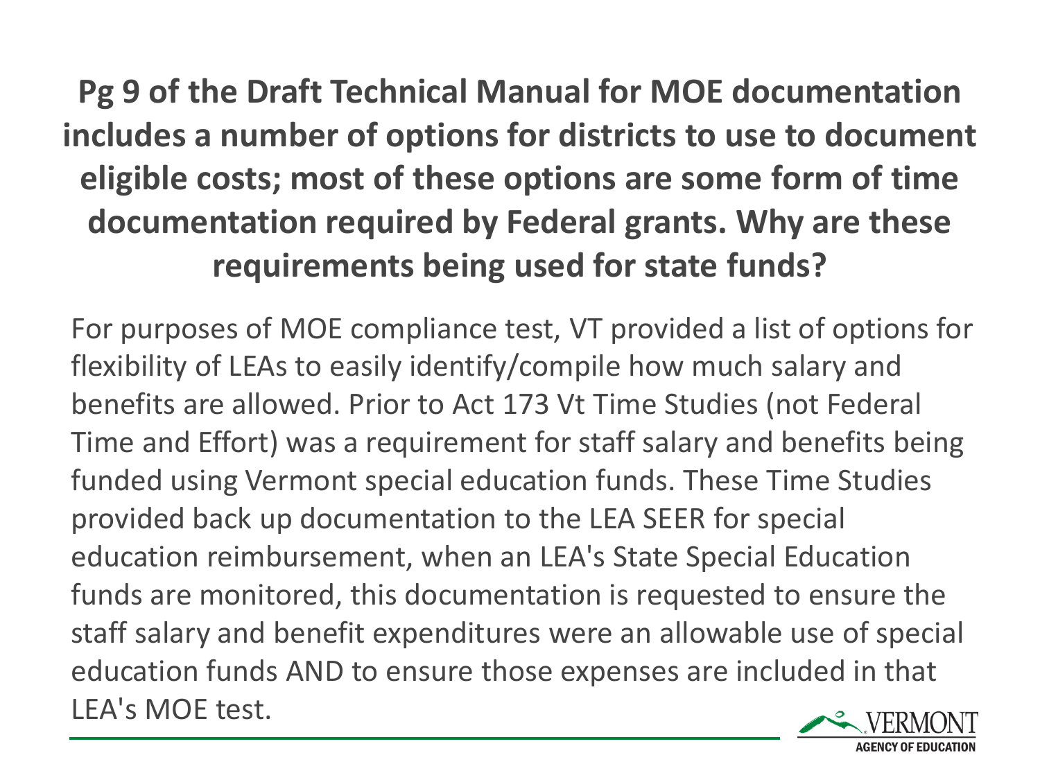# Pg 9 of the Draft Technical Manual for MOE documentation includes a number of options for districts to use to document eligible costs; most of these options are some form of time documentation required by Federal grants. Why are these requirements being used for state funds?

For purposes of MOE compliance test, VT provided a list of options for flexibility of LEAs to easily identify/compile how much salary and benefits are allowed. Prior to Act 173 Vt Time Studies (not Federal Time and Effort) was a requirement for staff salary and benefits being funded using Vermont special education funds. These Time Studies provided back up documentation to the LEA SEER for special education reimbursement, when an LEA's State Special Education funds are monitored, this documentation is requested to ensure the staff salary and benefit expenditures were an allowable use of special education funds AND to ensure those expenses are included in that LEA's MOE test.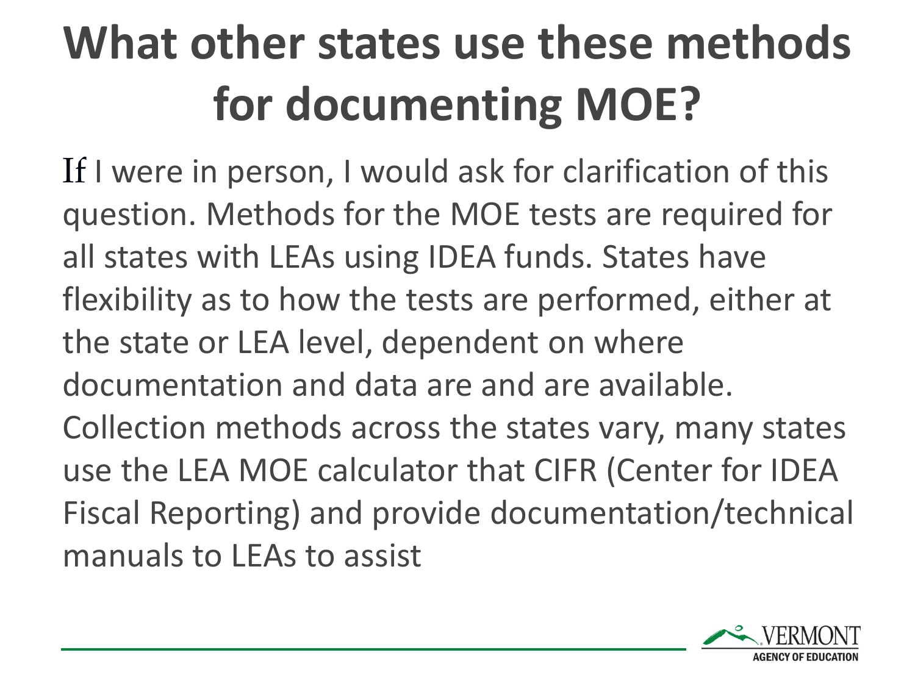# What other states use these methods for documenting MOE?

If I were in person, I would ask for clarification of this question. Methods for the MOE tests are required for all states with LEAs using IDEA funds. States have flexibility as to how the tests are performed, either at the state or LEA level, dependent on where documentation and data are and are available. Collection methods across the states vary, many states use the LEA MOE calculator that CIFR (Center for IDEA Fiscal Reporting) and provide documentation/technical manuals to LEAs to assist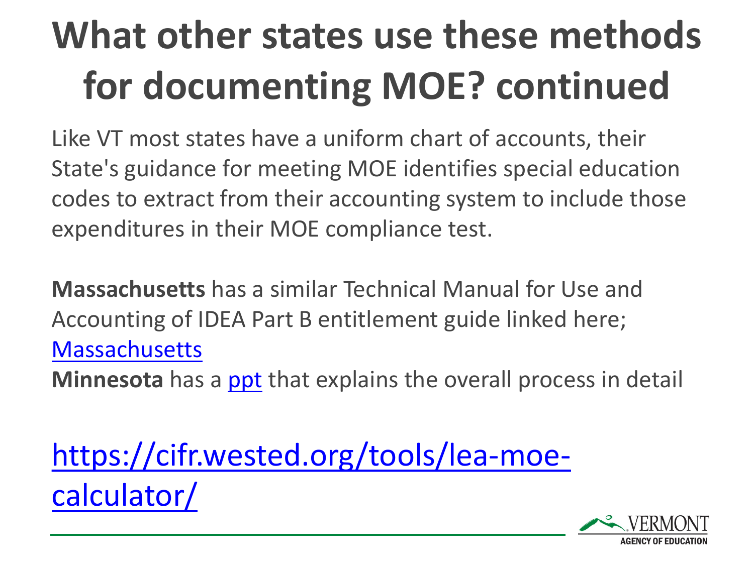# What other states use these methods for documenting MOE? continued

Like VT most states have a uniform chart of accounts, their State's guidance for meeting MOE identifies special education codes to extract from their accounting system to include those expenditures in their MOE compliance test.

**Massachusetts** has a similar Technical Manual for Use and Accounting of IDEA Part B entitlement guide linked here; Massachusetts

**Minnesota** has a ppt that explains the overall process in detail

https://cifr.wested.org/tools/lea-moe-calculator/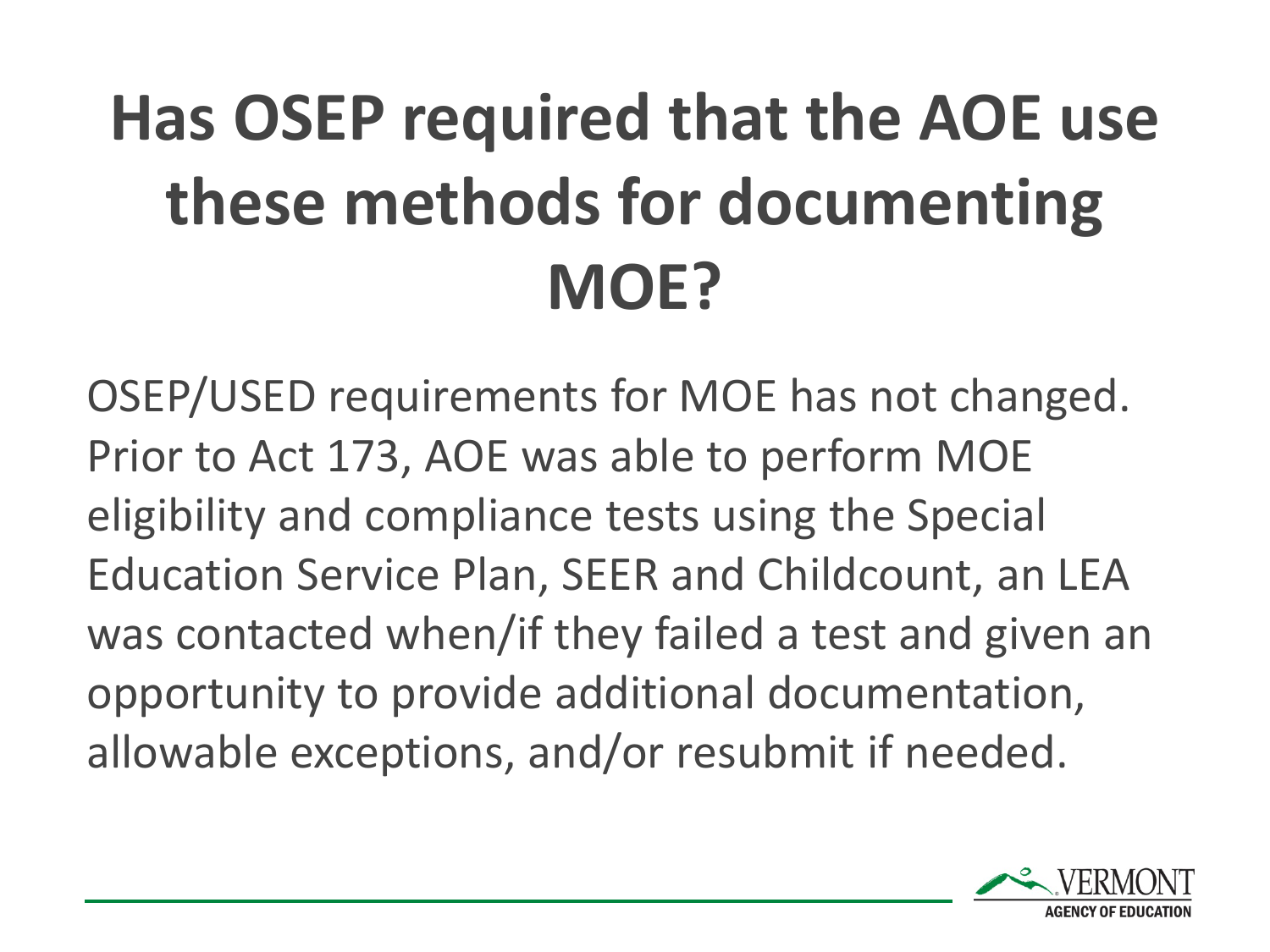# Has OSEP required that the AOE use these methods for documenting MOE?

OSEP/USED requirements for MOE has not changed. Prior to Act 173, AOE was able to perform MOE eligibility and compliance tests using the Special Education Service Plan, SEER and Childcount, an LEA was contacted when/if they failed a test and given an opportunity to provide additional documentation, allowable exceptions, and/or resubmit if needed.